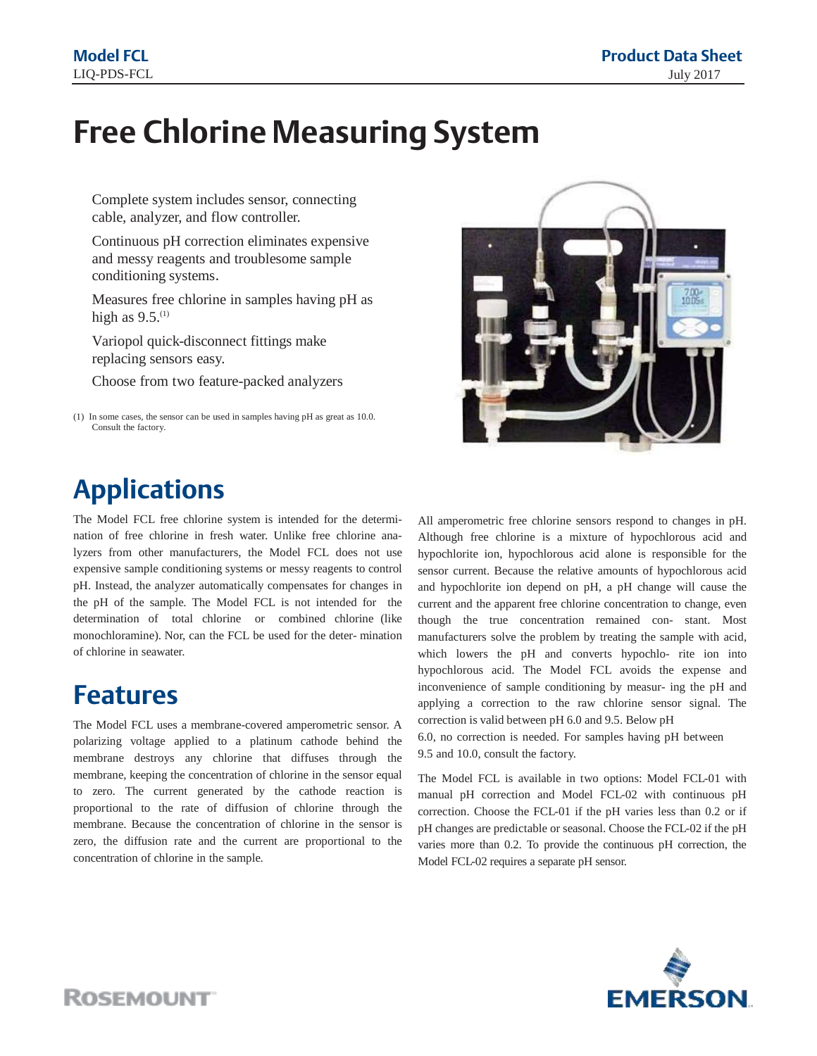# Free Chlorine Measuring System

- Complete system includes sensor, connecting cable, analyzer, and flow controller.
- Continuous pH correction eliminates expensive and messy reagents and troublesome sample conditioning systems.
- Measures free chlorine in samples having pH as high as 9.5.[1]
- Variopol quick-disconnect fittings make replacing sensors easy.
- Choose from two feature-packed analyzers

(1) In some cases, the sensor can be used in samples having pH as great as 10.0. Consult the factory.

## Applications

The Model FCL free chlorine system is intended for the determination of free chlorine in fresh water. Unlike free chlorine analyzers from other manufacturers, the Model FCL does not use expensive sample conditioning systems or messy reagents to control pH. Instead, the analyzer automatically compensates for changes in the pH of the sample. The Model FCL is not intended for the determination of total chlorine or combined chlorine (like monochloramine). Nor, can the FCL be used for the determination of chlorine in seawater.

## Features

The Model FCL uses a membrane-covered amperometric sensor. A polarizing voltage applied to a platinum cathode behind the membrane destroys any chlorine that diffuses through the membrane, keeping the concentration of chlorine in the sensor equal to zero. The current generated by the cathode reaction is proportional to the rate of diffusion of chlorine through the membrane. Because the concentration of chlorine in the sensor is zero, the diffusion rate and the current are proportional to the concentration of chlorine in the sample.

All amperometric free chlorine sensors respond to changes in pH. Although free chlorine is a mixture of hypochlorous acid and hypochlorite ion, hypochlorous acid alone is responsible for the sensor current. Because the relative amounts of hypochlorous acid and hypochlorite ion depend on pH, a pH change will cause the current and the apparent free chlorine concentration to change, even though the true concentration remained constant. Most manufacturers solve the problem by treating the sample with acid, which lowers the pH and converts hypochlorite ion into hypochlorous acid. The Model FCL avoids the expense and inconvenience of sample conditioning by measuring the pH and applying a correction to the raw chlorine sensor signal. The correction is valid between pH 6.0 and 9.5. Below pH 6.0, no correction is needed. For samples having pH between 9.5 and 10.0, consult the factory.

The Model FCL is available in two options: Model FCL-01 with manual pH correction and Model FCL-02 with continuous pH correction. Choose the FCL-01 if the pH varies less than 0.2 or if pH changes are predictable or seasonal. Choose the FCL-02 if the pH varies more than 0.2. To provide the continuous pH correction, the Model FCL-02 requires a separate pH sensor.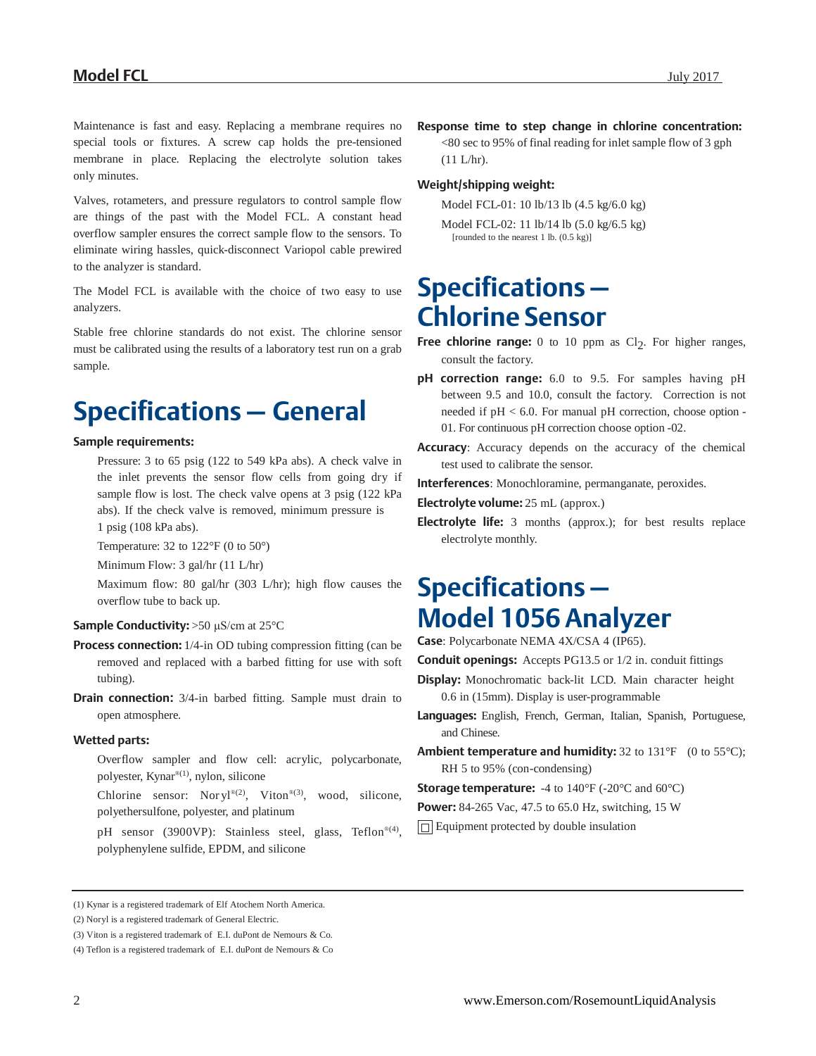Maintenance is fast and easy. Replacing a membrane requires no special tools or fixtures. A screw cap holds the pre-tensioned membrane in place. Replacing the electrolyte solution takes only minutes.

Valves, rotameters, and pressure regulators to control sample flow are things of the past with the Model FCL. A constant head overflow sampler ensures the correct sample flow to the sensors. To eliminate wiring hassles, quick-disconnect Variopol cable prewired to the analyzer is standard.

The Model FCL is available with the choice of two easy to use analyzers.

Stable free chlorine standards do not exist. The chlorine sensor must be calibrated using the results of a laboratory test run on a grab sample.

# Specifications — General

**Sample requirements:**

Pressure: 3 to 65 psig (122 to 549 kPa abs). A check valve in the inlet prevents the sensor flow cells from going dry if sample flow is lost. The check valve opens at 3 psig (122 kPa abs). If the check valve is removed, minimum pressure is 1 psig (108 kPa abs).

Temperature: 32 to 122°F (0 to 50°)

Minimum Flow: 3 gal/hr (11 L/hr)

Maximum flow: 80 gal/hr (303 L/hr); high flow causes the overflow tube to back up.

**Sample Conductivity:** >50 µS/cm at 25°C

**Process connection:** 1/4-in OD tubing compression fitting (can be removed and replaced with a barbed fitting for use with soft tubing).

**Drain connection:** 3/4-in barbed fitting. Sample must drain to open atmosphere.

**Wetted parts:**

Overflow sampler and flow cell: acrylic, polycarbonate, polyester, Kynar®[1], nylon, silicone

Chlorine sensor: Noryl®[2], Viton®[3], wood, silicone, polyethersulfone, polyester, and platinum

pH sensor (3900VP): Stainless steel, glass, Teflon®[4], polyphenylene sulfide, EPDM, and silicone

**Response time to step change in chlorine concentration:** <80 sec to 95% of final reading for inlet sample flow of 3 gph (11 L/hr).

**Weight/shipping weight:**

Model FCL-01: 10 lb/13 lb (4.5 kg/6.0 kg)

Model FCL-02: 11 lb/14 lb (5.0 kg/6.5 kg)
[rounded to the nearest 1 lb. (0.5 kg)]

# Specifications — Chlorine Sensor

**Free chlorine range:** 0 to 10 ppm as $Cl_2$. For higher ranges, consult the factory.

**pH correction range:** 6.0 to 9.5. For samples having pH between 9.5 and 10.0, consult the factory. Correction is not needed if pH < 6.0. For manual pH correction, choose option -01. For continuous pH correction choose option -02.

**Accuracy**: Accuracy depends on the accuracy of the chemical test used to calibrate the sensor.

**Interferences**: Monochloramine, permanganate, peroxides.

**Electrolyte volume:** 25 mL (approx.)

**Electrolyte life:** 3 months (approx.); for best results replace electrolyte monthly.

# Specifications — Model 1056 Analyzer

**Case**: Polycarbonate NEMA 4X/CSA 4 (IP65).

**Conduit openings:** Accepts PG13.5 or 1/2 in. conduit fittings

**Display:** Monochromatic back-lit LCD. Main character height 0.6 in (15mm). Display is user-programmable

**Languages:** English, French, German, Italian, Spanish, Portuguese, and Chinese.

**Ambient temperature and humidity:** 32 to 131°F (0 to 55°C); RH 5 to 95% (con-condensing)

**Storage temperature:** -4 to 140°F (-20°C and 60°C)

**Power:** 84-265 Vac, 47.5 to 65.0 Hz, switching, 15 W

▢ Equipment protected by double insulation

---

(1) Kynar is a registered trademark of Elf Atochem North America.

(2) Noryl is a registered trademark of General Electric.

(3) Viton is a registered trademark of E.I. duPont de Nemours & Co.

(4) Teflon is a registered trademark of E.I. duPont de Nemours & Co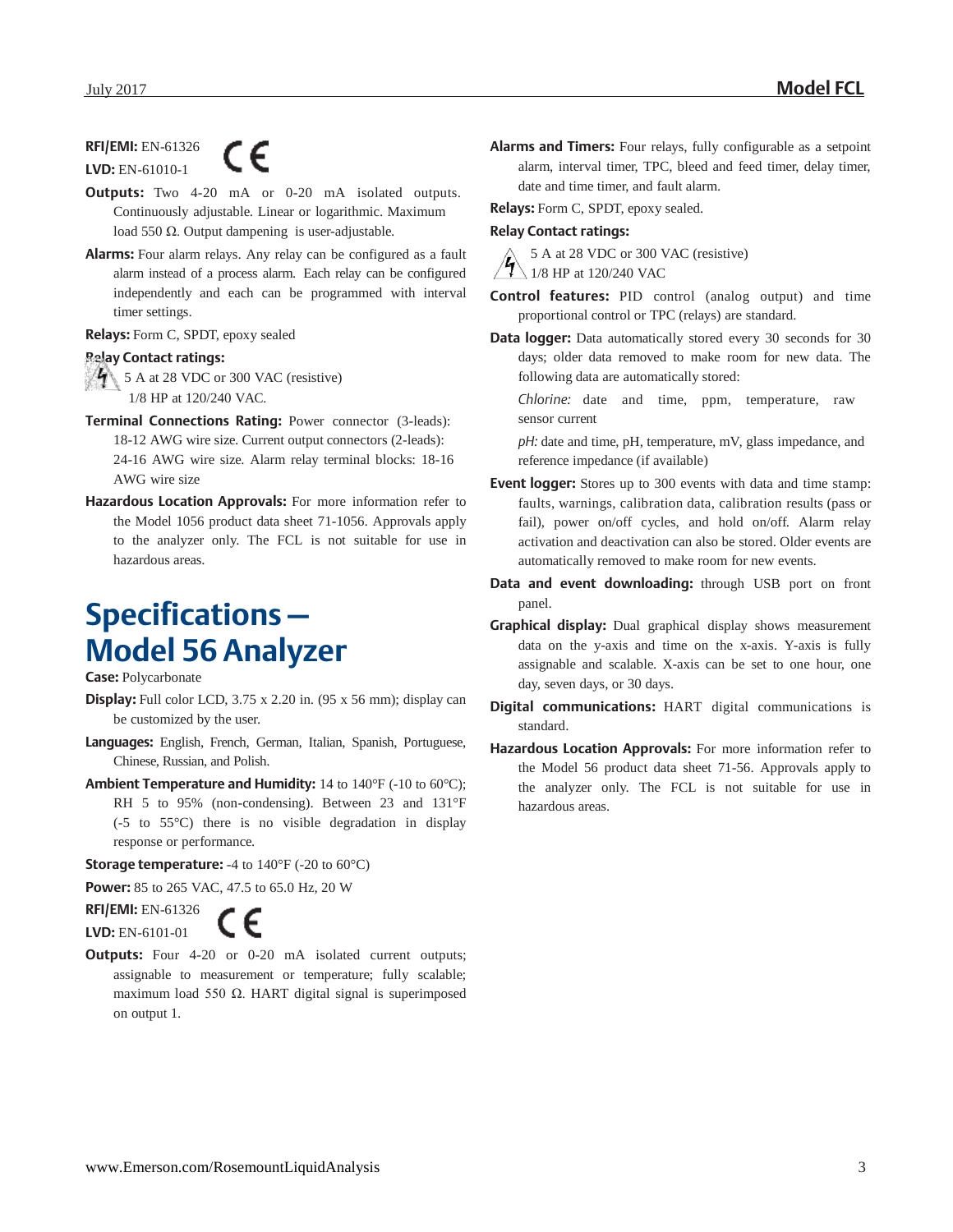**RFI/EMI:** EN-61326

**LVD:** EN-61010-1

**Outputs:** Two 4-20 mA or 0-20 mA isolated outputs. Continuously adjustable. Linear or logarithmic. Maximum load 550 Ω. Output dampening is user-adjustable.

**Alarms:** Four alarm relays. Any relay can be configured as a fault alarm instead of a process alarm. Each relay can be configured independently and each can be programmed with interval timer settings.

**Relays:** Form C, SPDT, epoxy sealed

**Relay Contact ratings:**

5 A at 28 VDC or 300 VAC (resistive)
1/8 HP at 120/240 VAC.

**Terminal Connections Rating:** Power connector (3-leads): 18-12 AWG wire size. Current output connectors (2-leads): 24-16 AWG wire size. Alarm relay terminal blocks: 18-16 AWG wire size

**Hazardous Location Approvals:** For more information refer to the Model 1056 product data sheet 71-1056. Approvals apply to the analyzer only. The FCL is not suitable for use in hazardous areas.

# Specifications — Model 56 Analyzer

**Case:** Polycarbonate

**Display:** Full color LCD, 3.75 x 2.20 in. (95 x 56 mm); display can be customized by the user.

**Languages:** English, French, German, Italian, Spanish, Portuguese, Chinese, Russian, and Polish.

**Ambient Temperature and Humidity:** 14 to 140°F (-10 to 60°C); RH 5 to 95% (non-condensing). Between 23 and 131°F (-5 to 55°C) there is no visible degradation in display response or performance.

**Storage temperature:** -4 to 140°F (-20 to 60°C)

**Power:** 85 to 265 VAC, 47.5 to 65.0 Hz, 20 W

**RFI/EMI:** EN-61326

**LVD:** EN-6101-01

**Outputs:** Four 4-20 or 0-20 mA isolated current outputs; assignable to measurement or temperature; fully scalable; maximum load 550 Ω. HART digital signal is superimposed on output 1.

**Alarms and Timers:** Four relays, fully configurable as a setpoint alarm, interval timer, TPC, bleed and feed timer, delay timer, date and time timer, and fault alarm.

**Relays:** Form C, SPDT, epoxy sealed.

**Relay Contact ratings:**

5 A at 28 VDC or 300 VAC (resistive)
1/8 HP at 120/240 VAC

**Control features:** PID control (analog output) and time proportional control or TPC (relays) are standard.

**Data logger:** Data automatically stored every 30 seconds for 30 days; older data removed to make room for new data. The following data are automatically stored:

*Chlorine:* date and time, ppm, temperature, raw sensor current

*pH:* date and time, pH, temperature, mV, glass impedance, and reference impedance (if available)

**Event logger:** Stores up to 300 events with data and time stamp: faults, warnings, calibration data, calibration results (pass or fail), power on/off cycles, and hold on/off. Alarm relay activation and deactivation can also be stored. Older events are automatically removed to make room for new events.

**Data and event downloading:** through USB port on front panel.

**Graphical display:** Dual graphical display shows measurement data on the y-axis and time on the x-axis. Y-axis is fully assignable and scalable. X-axis can be set to one hour, one day, seven days, or 30 days.

**Digital communications:** HART digital communications is standard.

**Hazardous Location Approvals:** For more information refer to the Model 56 product data sheet 71-56. Approvals apply to the analyzer only. The FCL is not suitable for use in hazardous areas.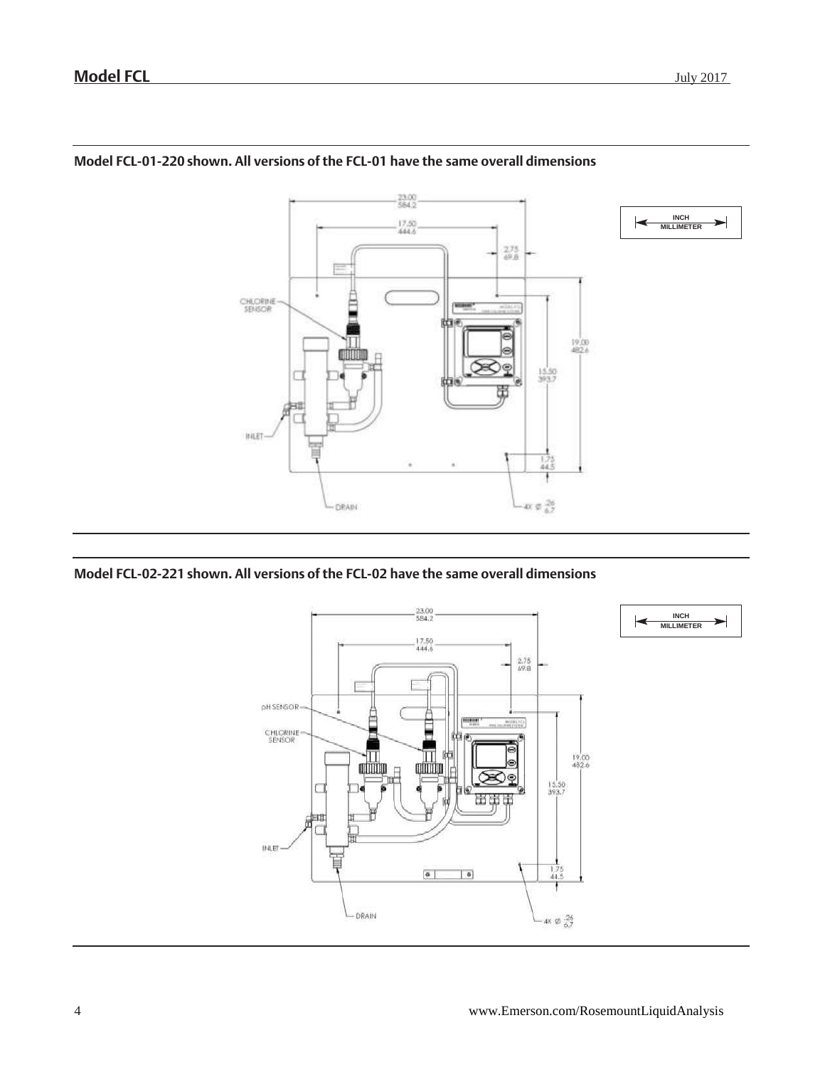**Model FCL-01-220 shown. All versions of the FCL-01 have the same overall dimensions**

INCH
MILLIMETER

23.00
584.2

17.50
444.6

2.75
69.8

19.00
482.6

15.50
393.7

1.75
44.5

4X Ø .26
6.7

CHLORINE SENSOR

INLET

DRAIN

**Model FCL-02-221 shown. All versions of the FCL-02 have the same overall dimensions**

INCH
MILLIMETER

23.00
584.2

17.50
444.6

2.75
69.8

19.00
482.6

15.50
393.7

1.75
44.5

4X Ø .26
6.7

pH SENSOR

CHLORINE SENSOR

INLET

DRAIN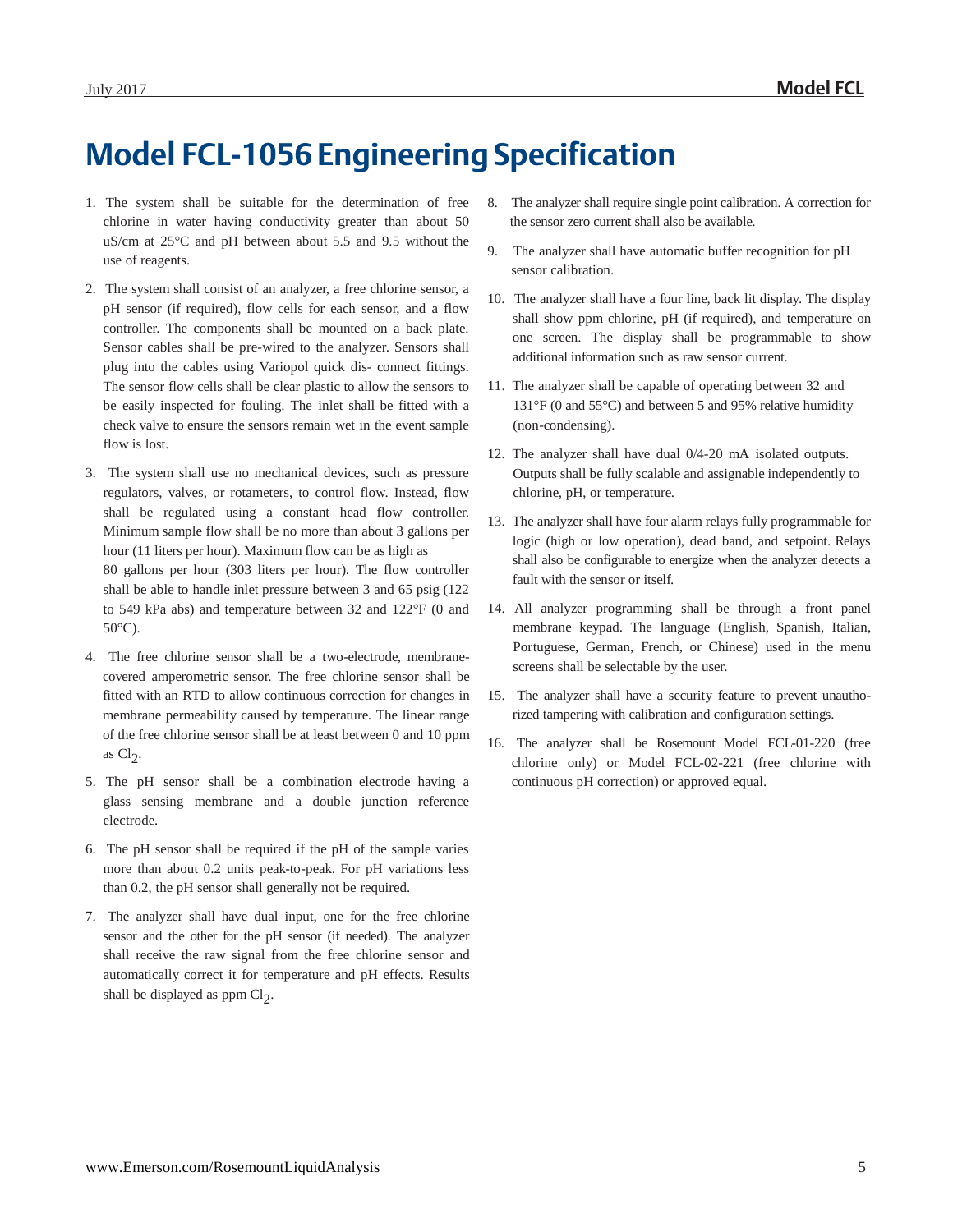# Model FCL-1056 Engineering Specification

1. The system shall be suitable for the determination of free chlorine in water having conductivity greater than about 50 uS/cm at 25°C and pH between about 5.5 and 9.5 without the use of reagents.

2. The system shall consist of an analyzer, a free chlorine sensor, a pH sensor (if required), flow cells for each sensor, and a flow controller. The components shall be mounted on a back plate. Sensor cables shall be pre-wired to the analyzer. Sensors shall plug into the cables using Variopol quick dis- connect fittings. The sensor flow cells shall be clear plastic to allow the sensors to be easily inspected for fouling. The inlet shall be fitted with a check valve to ensure the sensors remain wet in the event sample flow is lost.

3. The system shall use no mechanical devices, such as pressure regulators, valves, or rotameters, to control flow. Instead, flow shall be regulated using a constant head flow controller. Minimum sample flow shall be no more than about 3 gallons per hour (11 liters per hour). Maximum flow can be as high as 80 gallons per hour (303 liters per hour). The flow controller shall be able to handle inlet pressure between 3 and 65 psig (122 to 549 kPa abs) and temperature between 32 and 122°F (0 and 50°C).

4. The free chlorine sensor shall be a two-electrode, membrane-covered amperometric sensor. The free chlorine sensor shall be fitted with an RTD to allow continuous correction for changes in membrane permeability caused by temperature. The linear range of the free chlorine sensor shall be at least between 0 and 10 ppm as $Cl_2$.

5. The pH sensor shall be a combination electrode having a glass sensing membrane and a double junction reference electrode.

6. The pH sensor shall be required if the pH of the sample varies more than about 0.2 units peak-to-peak. For pH variations less than 0.2, the pH sensor shall generally not be required.

7. The analyzer shall have dual input, one for the free chlorine sensor and the other for the pH sensor (if needed). The analyzer shall receive the raw signal from the free chlorine sensor and automatically correct it for temperature and pH effects. Results shall be displayed as ppm $Cl_2$.

8. The analyzer shall require single point calibration. A correction for the sensor zero current shall also be available.

9. The analyzer shall have automatic buffer recognition for pH sensor calibration.

10. The analyzer shall have a four line, back lit display. The display shall show ppm chlorine, pH (if required), and temperature on one screen. The display shall be programmable to show additional information such as raw sensor current.

11. The analyzer shall be capable of operating between 32 and 131°F (0 and 55°C) and between 5 and 95% relative humidity (non-condensing).

12. The analyzer shall have dual 0/4-20 mA isolated outputs. Outputs shall be fully scalable and assignable independently to chlorine, pH, or temperature.

13. The analyzer shall have four alarm relays fully programmable for logic (high or low operation), dead band, and setpoint. Relays shall also be configurable to energize when the analyzer detects a fault with the sensor or itself.

14. All analyzer programming shall be through a front panel membrane keypad. The language (English, Spanish, Italian, Portuguese, German, French, or Chinese) used in the menu screens shall be selectable by the user.

15. The analyzer shall have a security feature to prevent unauthorized tampering with calibration and configuration settings.

16. The analyzer shall be Rosemount Model FCL-01-220 (free chlorine only) or Model FCL-02-221 (free chlorine with continuous pH correction) or approved equal.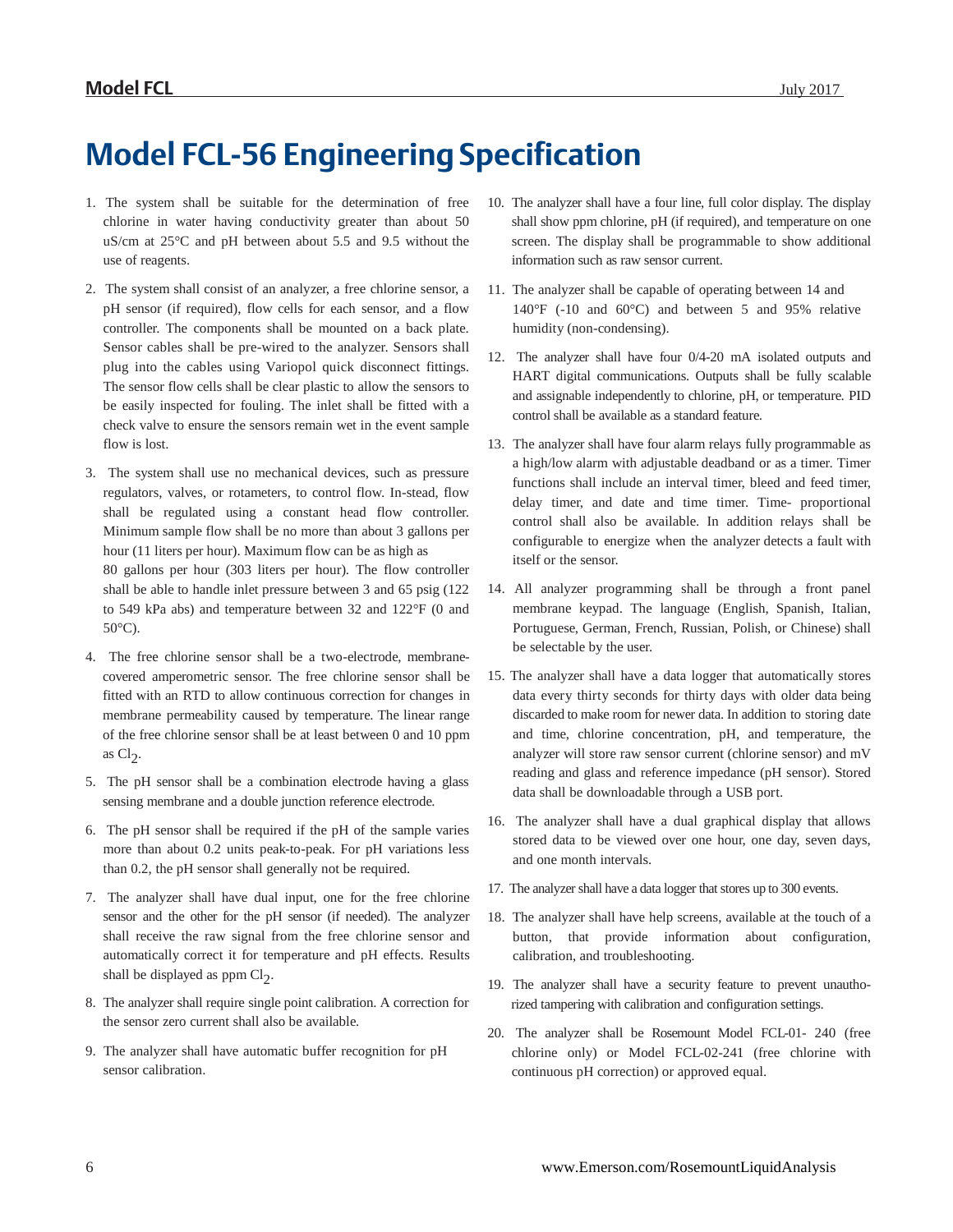# Model FCL-56 Engineering Specification

1. The system shall be suitable for the determination of free chlorine in water having conductivity greater than about 50 uS/cm at 25°C and pH between about 5.5 and 9.5 without the use of reagents.

2. The system shall consist of an analyzer, a free chlorine sensor, a pH sensor (if required), flow cells for each sensor, and a flow controller. The components shall be mounted on a back plate. Sensor cables shall be pre-wired to the analyzer. Sensors shall plug into the cables using Variopol quick disconnect fittings. The sensor flow cells shall be clear plastic to allow the sensors to be easily inspected for fouling. The inlet shall be fitted with a check valve to ensure the sensors remain wet in the event sample flow is lost.

3. The system shall use no mechanical devices, such as pressure regulators, valves, or rotameters, to control flow. In-stead, flow shall be regulated using a constant head flow controller. Minimum sample flow shall be no more than about 3 gallons per hour (11 liters per hour). Maximum flow can be as high as 80 gallons per hour (303 liters per hour). The flow controller shall be able to handle inlet pressure between 3 and 65 psig (122 to 549 kPa abs) and temperature between 32 and 122°F (0 and 50°C).

4. The free chlorine sensor shall be a two-electrode, membrane-covered amperometric sensor. The free chlorine sensor shall be fitted with an RTD to allow continuous correction for changes in membrane permeability caused by temperature. The linear range of the free chlorine sensor shall be at least between 0 and 10 ppm as $Cl_2$.

5. The pH sensor shall be a combination electrode having a glass sensing membrane and a double junction reference electrode.

6. The pH sensor shall be required if the pH of the sample varies more than about 0.2 units peak-to-peak. For pH variations less than 0.2, the pH sensor shall generally not be required.

7. The analyzer shall have dual input, one for the free chlorine sensor and the other for the pH sensor (if needed). The analyzer shall receive the raw signal from the free chlorine sensor and automatically correct it for temperature and pH effects. Results shall be displayed as ppm $Cl_2$.

8. The analyzer shall require single point calibration. A correction for the sensor zero current shall also be available.

9. The analyzer shall have automatic buffer recognition for pH sensor calibration.

10. The analyzer shall have a four line, full color display. The display shall show ppm chlorine, pH (if required), and temperature on one screen. The display shall be programmable to show additional information such as raw sensor current.

11. The analyzer shall be capable of operating between 14 and 140°F (-10 and 60°C) and between 5 and 95% relative humidity (non-condensing).

12. The analyzer shall have four 0/4-20 mA isolated outputs and HART digital communications. Outputs shall be fully scalable and assignable independently to chlorine, pH, or temperature. PID control shall be available as a standard feature.

13. The analyzer shall have four alarm relays fully programmable as a high/low alarm with adjustable deadband or as a timer. Timer functions shall include an interval timer, bleed and feed timer, delay timer, and date and time timer. Time- proportional control shall also be available. In addition relays shall be configurable to energize when the analyzer detects a fault with itself or the sensor.

14. All analyzer programming shall be through a front panel membrane keypad. The language (English, Spanish, Italian, Portuguese, German, French, Russian, Polish, or Chinese) shall be selectable by the user.

15. The analyzer shall have a data logger that automatically stores data every thirty seconds for thirty days with older data being discarded to make room for newer data. In addition to storing date and time, chlorine concentration, pH, and temperature, the analyzer will store raw sensor current (chlorine sensor) and mV reading and glass and reference impedance (pH sensor). Stored data shall be downloadable through a USB port.

16. The analyzer shall have a dual graphical display that allows stored data to be viewed over one hour, one day, seven days, and one month intervals.

17. The analyzer shall have a data logger that stores up to 300 events.

18. The analyzer shall have help screens, available at the touch of a button, that provide information about configuration, calibration, and troubleshooting.

19. The analyzer shall have a security feature to prevent unauthorized tampering with calibration and configuration settings.

20. The analyzer shall be Rosemount Model FCL-01- 240 (free chlorine only) or Model FCL-02-241 (free chlorine with continuous pH correction) or approved equal.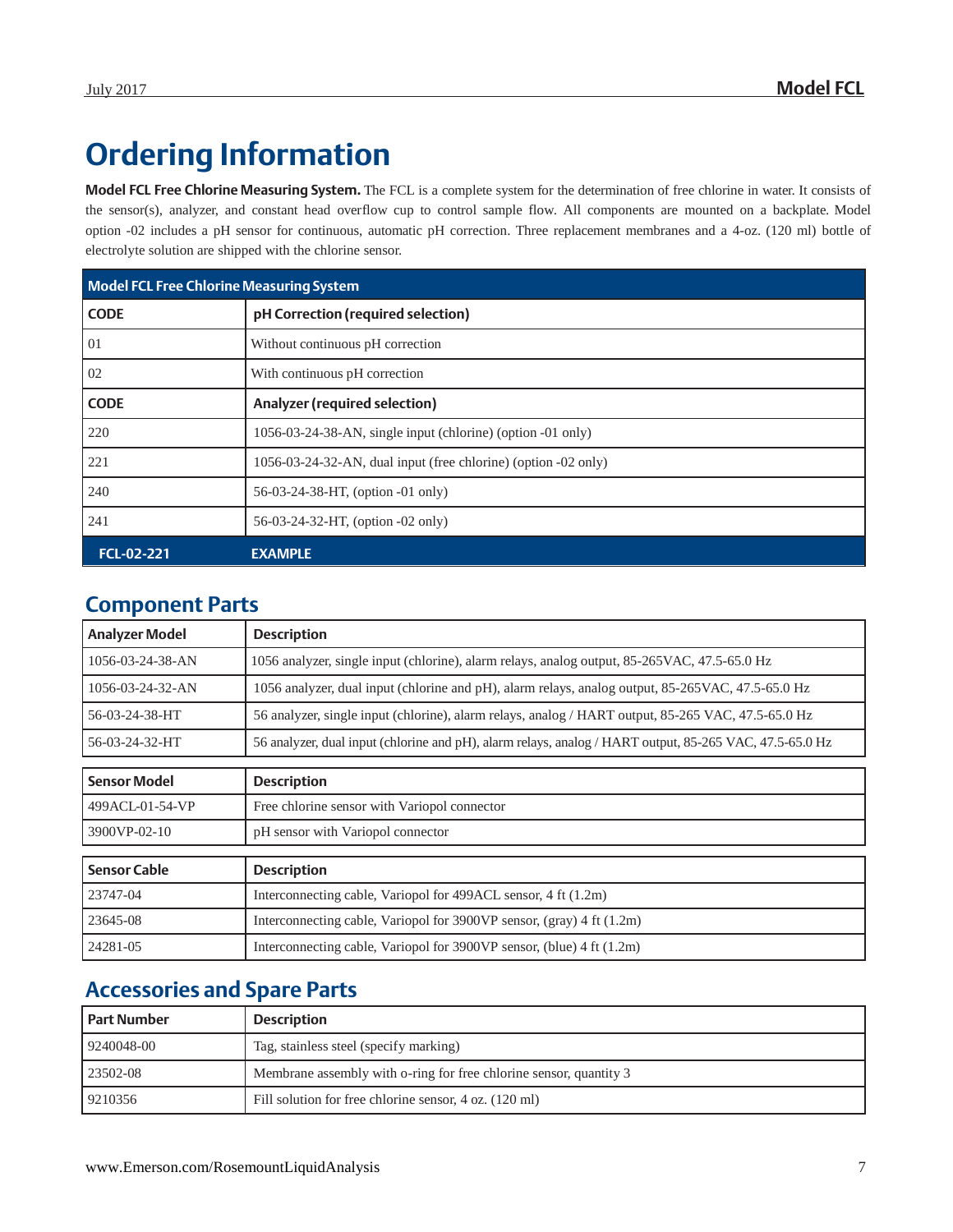# Ordering Information

**Model FCL Free Chlorine Measuring System.** The FCL is a complete system for the determination of free chlorine in water. It consists of the sensor(s), analyzer, and constant head overflow cup to control sample flow. All components are mounted on a backplate. Model option -02 includes a pH sensor for continuous, automatic pH correction. Three replacement membranes and a 4-oz. (120 ml) bottle of electrolyte solution are shipped with the chlorine sensor.

| Model FCL Free Chlorine Measuring System | |
|---|---|
| **CODE** | **pH Correction (required selection)** |
| 01 | Without continuous pH correction |
| 02 | With continuous pH correction |
| **CODE** | **Analyzer (required selection)** |
| 220 | 1056-03-24-38-AN, single input (chlorine) (option -01 only) |
| 221 | 1056-03-24-32-AN, dual input (free chlorine) (option -02 only) |
| 240 | 56-03-24-38-HT, (option -01 only) |
| 241 | 56-03-24-32-HT, (option -02 only) |
| **FCL-02-221** | **EXAMPLE** |

## Component Parts

| Analyzer Model | Description |
|---|---|
| 1056-03-24-38-AN | 1056 analyzer, single input (chlorine), alarm relays, analog output, 85-265VAC, 47.5-65.0 Hz |
| 1056-03-24-32-AN | 1056 analyzer, dual input (chlorine and pH), alarm relays, analog output, 85-265VAC, 47.5-65.0 Hz |
| 56-03-24-38-HT | 56 analyzer, single input (chlorine), alarm relays, analog / HART output, 85-265 VAC, 47.5-65.0 Hz |
| 56-03-24-32-HT | 56 analyzer, dual input (chlorine and pH), alarm relays, analog / HART output, 85-265 VAC, 47.5-65.0 Hz |

| Sensor Model | Description |
|---|---|
| 499ACL-01-54-VP | Free chlorine sensor with Variopol connector |
| 3900VP-02-10 | pH sensor with Variopol connector |

| Sensor Cable | Description |
|---|---|
| 23747-04 | Interconnecting cable, Variopol for 499ACL sensor, 4 ft (1.2m) |
| 23645-08 | Interconnecting cable, Variopol for 3900VP sensor, (gray) 4 ft (1.2m) |
| 24281-05 | Interconnecting cable, Variopol for 3900VP sensor, (blue) 4 ft (1.2m) |

## Accessories and Spare Parts

| Part Number | Description |
|---|---|
| 9240048-00 | Tag, stainless steel (specify marking) |
| 23502-08 | Membrane assembly with o-ring for free chlorine sensor, quantity 3 |
| 9210356 | Fill solution for free chlorine sensor, 4 oz. (120 ml) |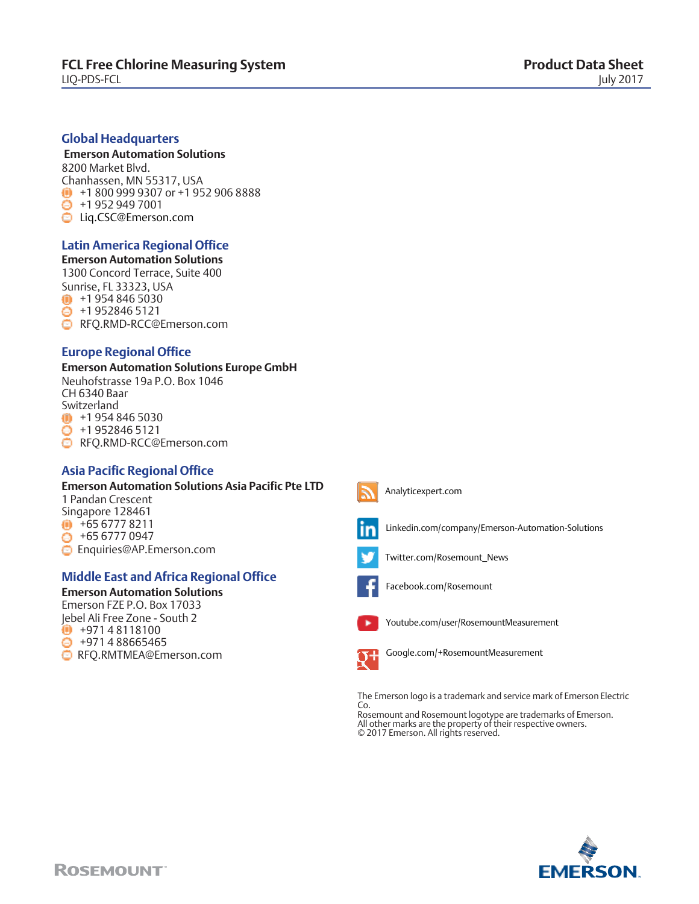## Global Headquarters

**Emerson Automation Solutions**
8200 Market Blvd.
Chanhassen, MN 55317, USA
+1 800 999 9307 or +1 952 906 8888
+1 952 949 7001
Liq.CSC@Emerson.com

## Latin America Regional Office

**Emerson Automation Solutions**
1300 Concord Terrace, Suite 400
Sunrise, FL 33323, USA
+1 954 846 5030
+1 952846 5121
RFQ.RMD-RCC@Emerson.com

## Europe Regional Office

**Emerson Automation Solutions Europe GmbH**
Neuhofstrasse 19a P.O. Box 1046
CH 6340 Baar
Switzerland
+1 954 846 5030
+1 952846 5121
RFQ.RMD-RCC@Emerson.com

## Asia Pacific Regional Office

**Emerson Automation Solutions Asia Pacific Pte LTD**
1 Pandan Crescent
Singapore 128461
+65 6777 8211
+65 6777 0947
Enquiries@AP.Emerson.com

## Middle East and Africa Regional Office

**Emerson Automation Solutions**
Emerson FZE P.O. Box 17033
Jebel Ali Free Zone - South 2
+971 4 8118100
+971 4 88665465
RFQ.RMTMEA@Emerson.com

Analyticexpert.com

Linkedin.com/company/Emerson-Automation-Solutions

Twitter.com/Rosemount_News

Facebook.com/Rosemount

Youtube.com/user/RosemountMeasurement

Google.com/+RosemountMeasurement

The Emerson logo is a trademark and service mark of Emerson Electric Co.
Rosemount and Rosemount logotype are trademarks of Emerson.
All other marks are the property of their respective owners.
© 2017 Emerson. All rights reserved.

ROSEMOUNT™

EMERSON.